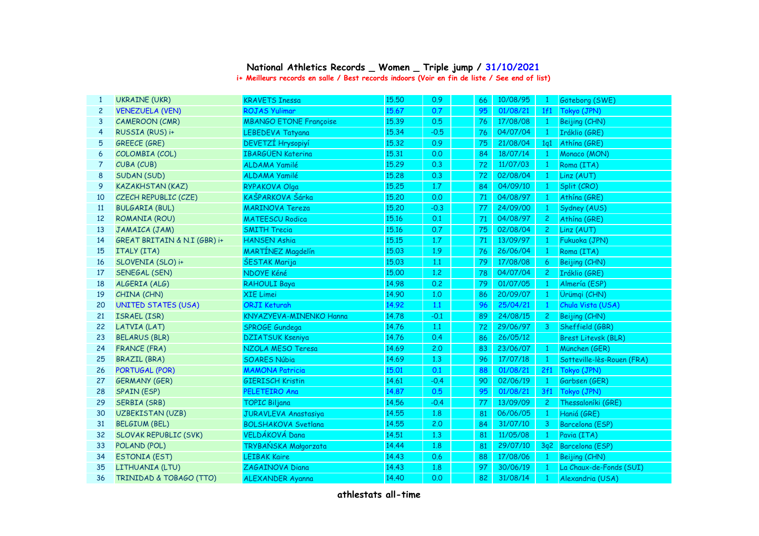# National Athletics Records _ Women _ Triple jump / 31/10/2021

i+ Meilleurs records en salle / Best records indoors (Voir en fin de liste / See end of list)

| | | | | | | | | | |
|---|---|---|---|---|---|---|---|---|---|
| 1 | UKRAINE (UKR) | KRAVETS Inessa | 15.50 | 0.9 | | 66 | 10/08/95 | 1 | Göteborg (SWE) |
| 2 | VENEZUELA (VEN) | ROJAS Yulimar | 15.67 | 0.7 | | 95 | 01/08/21 | 1f1 | Tokyo (JPN) |
| 3 | CAMEROON (CMR) | MBANGO ETONE Françoise | 15.39 | 0.5 | | 76 | 17/08/08 | 1 | Beijing (CHN) |
| 4 | RUSSIA (RUS) i+ | LEBEDEVA Tatyana | 15.34 | -0.5 | | 76 | 04/07/04 | 1 | Iráklio (GRE) |
| 5 | GREECE (GRE) | DEVETZÍ Hrysopiyí | 15.32 | 0.9 | | 75 | 21/08/04 | 1q1 | Athína (GRE) |
| 6 | COLOMBIA (COL) | IBARGÜEN Katerina | 15.31 | 0.0 | | 84 | 18/07/14 | 1 | Monaco (MON) |
| 7 | CUBA (CUB) | ALDAMA Yamilé | 15.29 | 0.3 | | 72 | 11/07/03 | 1 | Roma (ITA) |
| 8 | SUDAN (SUD) | ALDAMA Yamilé | 15.28 | 0.3 | | 72 | 02/08/04 | 1 | Linz (AUT) |
| 9 | KAZAKHSTAN (KAZ) | RYPAKOVA Olga | 15.25 | 1.7 | | 84 | 04/09/10 | 1 | Split (CRO) |
| 10 | CZECH REPUBLIC (CZE) | KAŠPARKOVA Šárka | 15.20 | 0.0 | | 71 | 04/08/97 | 1 | Athína (GRE) |
| 11 | BULGARIA (BUL) | MARINOVA Tereza | 15.20 | -0.3 | | 77 | 24/09/00 | 1 | Sydney (AUS) |
| 12 | ROMANIA (ROU) | MATEESCU Rodica | 15.16 | 0.1 | | 71 | 04/08/97 | 2 | Athína (GRE) |
| 13 | JAMAICA (JAM) | SMITH Trecia | 15.16 | 0.7 | | 75 | 02/08/04 | 2 | Linz (AUT) |
| 14 | GREAT BRITAIN & N.I (GBR) i+ | HANSEN Ashia | 15.15 | 1.7 | | 71 | 13/09/97 | 1 | Fukuoka (JPN) |
| 15 | ITALY (ITA) | MARTÍNEZ Magdelín | 15.03 | 1.9 | | 76 | 26/06/04 | 1 | Roma (ITA) |
| 16 | SLOVENIA (SLO) i+ | ŠESTAK Marija | 15.03 | 1.1 | | 79 | 17/08/08 | 6 | Beijing (CHN) |
| 17 | SENEGAL (SEN) | NDOYE Kéné | 15.00 | 1.2 | | 78 | 04/07/04 | 2 | Iráklio (GRE) |
| 18 | ALGERIA (ALG) | RAHOULI Baya | 14.98 | 0.2 | | 79 | 01/07/05 | 1 | Almería (ESP) |
| 19 | CHINA (CHN) | XIE Limei | 14.90 | 1.0 | | 86 | 20/09/07 | 1 | Ürümqi (CHN) |
| 20 | UNITED STATES (USA) | ORJI Keturah | 14.92 | 1.1 | | 96 | 25/04/21 | 1 | Chula Vista (USA) |
| 21 | ISRAEL (ISR) | KNYAZYEVA-MINENKO Hanna | 14.78 | -0.1 | | 89 | 24/08/15 | 2 | Beijing (CHN) |
| 22 | LATVIA (LAT) | SPROGE Gundega | 14.76 | 1.1 | | 72 | 29/06/97 | 3 | Sheffield (GBR) |
| 23 | BELARUS (BLR) | DZIATSUK Kseniya | 14.76 | 0.4 | | 86 | 26/05/12 | | Brest Litevsk (BLR) |
| 24 | FRANCE (FRA) | NZOLA MESO Teresa | 14.69 | 2.0 | | 83 | 23/06/07 | 1 | München (GER) |
| 25 | BRAZIL (BRA) | SOARES Núbia | 14.69 | 1.3 | | 96 | 17/07/18 | 1 | Sotteville-lès-Rouen (FRA) |
| 26 | PORTUGAL (POR) | MAMONA Patricia | 15.01 | 0.1 | | 88 | 01/08/21 | 2f1 | Tokyo (JPN) |
| 27 | GERMANY (GER) | GIERISCH Kristin | 14.61 | -0.4 | | 90 | 02/06/19 | 1 | Garbsen (GER) |
| 28 | SPAIN (ESP) | PELETEIRO Ana | 14.87 | 0.5 | | 95 | 01/08/21 | 3f1 | Tokyo (JPN) |
| 29 | SERBIA (SRB) | TOPIC Biljana | 14.56 | -0.4 | | 77 | 13/09/09 | 2 | Thessaloníki (GRE) |
| 30 | UZBEKISTAN (UZB) | JURAVLEVA Anastasiya | 14.55 | 1.8 | | 81 | 06/06/05 | 1 | Haniá (GRE) |
| 31 | BELGIUM (BEL) | BOLSHAKOVA Svetlana | 14.55 | 2.0 | | 84 | 31/07/10 | 3 | Barcelona (ESP) |
| 32 | SLOVAK REPUBLIC (SVK) | VELDÁKOVÁ Dana | 14.51 | 1.3 | | 81 | 11/05/08 | 1 | Pavia (ITA) |
| 33 | POLAND (POL) | TRYBAŃSKA Małgorzata | 14.44 | 1.8 | | 81 | 29/07/10 | 3q2 | Barcelona (ESP) |
| 34 | ESTONIA (EST) | LEIBAK Kaire | 14.43 | 0.6 | | 88 | 17/08/06 | 1 | Beijing (CHN) |
| 35 | LITHUANIA (LTU) | ZAGAINOVA Diana | 14.43 | 1.8 | | 97 | 30/06/19 | 1 | La Chaux-de-Fonds (SUI) |
| 36 | TRINIDAD & TOBAGO (TTO) | ALEXANDER Ayanna | 14.40 | 0.0 | | 82 | 31/08/14 | 1 | Alexandria (USA) |

athlestats all-time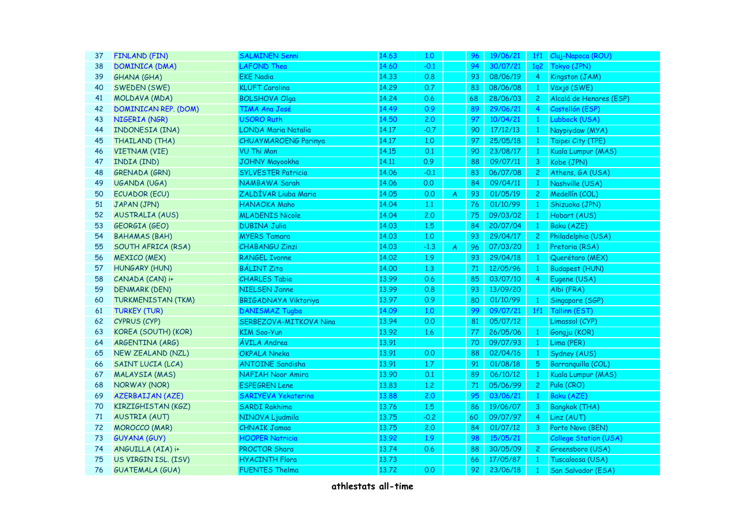| 37 | FINLAND (FIN) | SALMINEN Senni | 14.63 | 1.0 | | 96 | 19/06/21 | 1f1 | Cluj-Napoca (ROU) |
|---|---|---|---|---|---|---|---|---|---|
| 38 | DOMINICA (DMA) | LAFOND Thea | 14.60 | -0.1 | | 94 | 30/07/21 | 1q2 | Tokyo (JPN) |
| 39 | GHANA (GHA) | EKE Nadia | 14.33 | 0.8 | | 93 | 08/06/19 | 4 | Kingston (JAM) |
| 40 | SWEDEN (SWE) | KLÜFT Carolina | 14.29 | 0.7 | | 83 | 08/06/08 | 1 | Växjö (SWE) |
| 41 | MOLDAVA (MDA) | BOLSHOVA Olga | 14.24 | 0.6 | | 68 | 28/06/03 | 2 | Alcalá de Henares (ESP) |
| 42 | DOMINICAN REP. (DOM) | TIMA Ana José | 14.49 | 0.9 | | 89 | 29/06/21 | 4 | Castellón (ESP) |
| 43 | NIGERIA (NGR) | USORO Ruth | 14.50 | 2.0 | | 97 | 10/04/21 | 1 | Lubbock (USA) |
| 44 | INDONESIA (INA) | LONDA Maria Natalia | 14.17 | -0.7 | | 90 | 17/12/13 | 1 | Naypiydaw (MYA) |
| 45 | THAILAND (THA) | CHUAYMAROENG Parinya | 14.17 | 1.0 | | 97 | 25/05/18 | 1 | Taipei City (TPE) |
| 46 | VIETNAM (VIE) | VU Thi Mon | 14.15 | 0.1 | | 90 | 23/08/17 | 1 | Kuala Lumpur (MAS) |
| 47 | INDIA (IND) | JOHNY Mayookha | 14.11 | 0.9 | | 88 | 09/07/11 | 3 | Kobe (JPN) |
| 48 | GRENADA (GRN) | SYLVESTER Patricia | 14.06 | -0.1 | | 83 | 06/07/08 | 2 | Athens, GA (USA) |
| 49 | UGANDA (UGA) | NAMBAWA Sarah | 14.06 | 0.0 | | 84 | 09/04/11 | 1 | Nashville (USA) |
| 50 | ECUADOR (ECU) | ZALDÍVAR Liuba Maria | 14.05 | 0.0 | A | 93 | 01/05/19 | 2 | Medellín (COL) |
| 51 | JAPAN (JPN) | HANAOKA Maho | 14.04 | 1.1 | | 76 | 01/10/99 | 1 | Shizuoka (JPN) |
| 52 | AUSTRALIA (AUS) | MLADENIS Nicole | 14.04 | 2.0 | | 75 | 09/03/02 | 1 | Hobart (AUS) |
| 53 | GEORGIA (GEO) | DUBINA Julia | 14.03 | 1.5 | | 84 | 20/07/04 | 1 | Baku (AZE) |
| 54 | BAHAMAS (BAH) | MYERS Tamara | 14.03 | 1.0 | | 93 | 29/04/17 | 2 | Philadelphia (USA) |
| 55 | SOUTH AFRICA (RSA) | CHABANGU Zinzi | 14.03 | -1.3 | A | 96 | 07/03/20 | 1 | Pretoria (RSA) |
| 56 | MEXICO (MEX) | RANGEL Ivonne | 14.02 | 1.9 | | 93 | 29/04/18 | 1 | Querétaro (MEX) |
| 57 | HUNGARY (HUN) | BÁLINT Zita | 14.00 | 1.3 | | 71 | 12/05/96 | 1 | Budapest (HUN) |
| 58 | CANADA (CAN) i+ | CHARLES Tabia | 13.99 | 0.6 | | 85 | 03/07/10 | 4 | Eugene (USA) |
| 59 | DENMARK (DEN) | NIELSEN Janne | 13.99 | 0.8 | | 93 | 13/09/20 | | Albi (FRA) |
| 60 | TURKMENISTAN (TKM) | BRIGADNAYA Viktoriya | 13.97 | 0.9 | | 80 | 01/10/99 | 1 | Singapore (SGP) |
| 61 | TURKEY (TUR) | DANISMAZ Tugba | 14.09 | 1.0 | | 99 | 09/07/21 | 1f1 | Tallinn (EST) |
| 62 | CYPRUS (CYP) | SERBEZOVA-MITKOVA Nina | 13.94 | 0.0 | | 81 | 05/07/12 | | Limassol (CYP) |
| 63 | KOREA (SOUTH) (KOR) | KIM Soo-Yun | 13.92 | 1.6 | | 77 | 26/05/06 | 1 | Gongju (KOR) |
| 64 | ARGENTINA (ARG) | ÁVILA Andrea | 13.91 | | | 70 | 09/07/93 | 1 | Lima (PER) |
| 65 | NEW ZEALAND (NZL) | OKPALA Nneka | 13.91 | 0.0 | | 88 | 02/04/16 | 1 | Sydney (AUS) |
| 66 | SAINT LUCIA (LCA) | ANTOINE Sandisha | 13.91 | 1.7 | | 91 | 01/08/18 | 5 | Barranquilla (COL) |
| 67 | MALAYSIA (MAS) | NAFIAH Noor Amira | 13.90 | 0.1 | | 89 | 06/10/12 | 1 | Kuala Lumpur (MAS) |
| 68 | NORWAY (NOR) | ESPEGREN Lene | 13.83 | 1.2 | | 71 | 05/06/99 | 2 | Pula (CRO) |
| 69 | AZERBAIJAN (AZE) | SARIYEVA Yekaterina | 13.88 | 2.0 | | 95 | 03/06/21 | 1 | Baku (AZE) |
| 70 | KIRZIGHISTAN (KGZ) | SARDI Rakhima | 13.76 | 1.5 | | 86 | 19/06/07 | 3 | Bangkok (THA) |
| 71 | AUSTRIA (AUT) | NINOVA Ljudmila | 13.75 | -0.2 | | 60 | 09/07/97 | 4 | Linz (AUT) |
| 72 | MOROCCO (MAR) | CHNAIK Jamaa | 13.75 | 2.0 | | 84 | 01/07/12 | 3 | Porto Novo (BEN) |
| 73 | GUYANA (GUY) | HOOPER Natricia | 13.92 | 1.9 | | 98 | 15/05/21 | | College Station (USA) |
| 74 | ANGUILLA (AIA) i+ | PROCTOR Shara | 13.74 | 0.6 | | 88 | 30/05/09 | 2 | Greensboro (USA) |
| 75 | US VIRGIN ISL. (ISV) | HYACINTH Flora | 13.73 | | | 66 | 17/05/87 | 1 | Tuscaloosa (USA) |
| 76 | GUATEMALA (GUA) | FUENTES Thelma | 13.72 | 0.0 | | 92 | 23/06/18 | 1 | San Salvador (ESA) |

**athlestats all-time**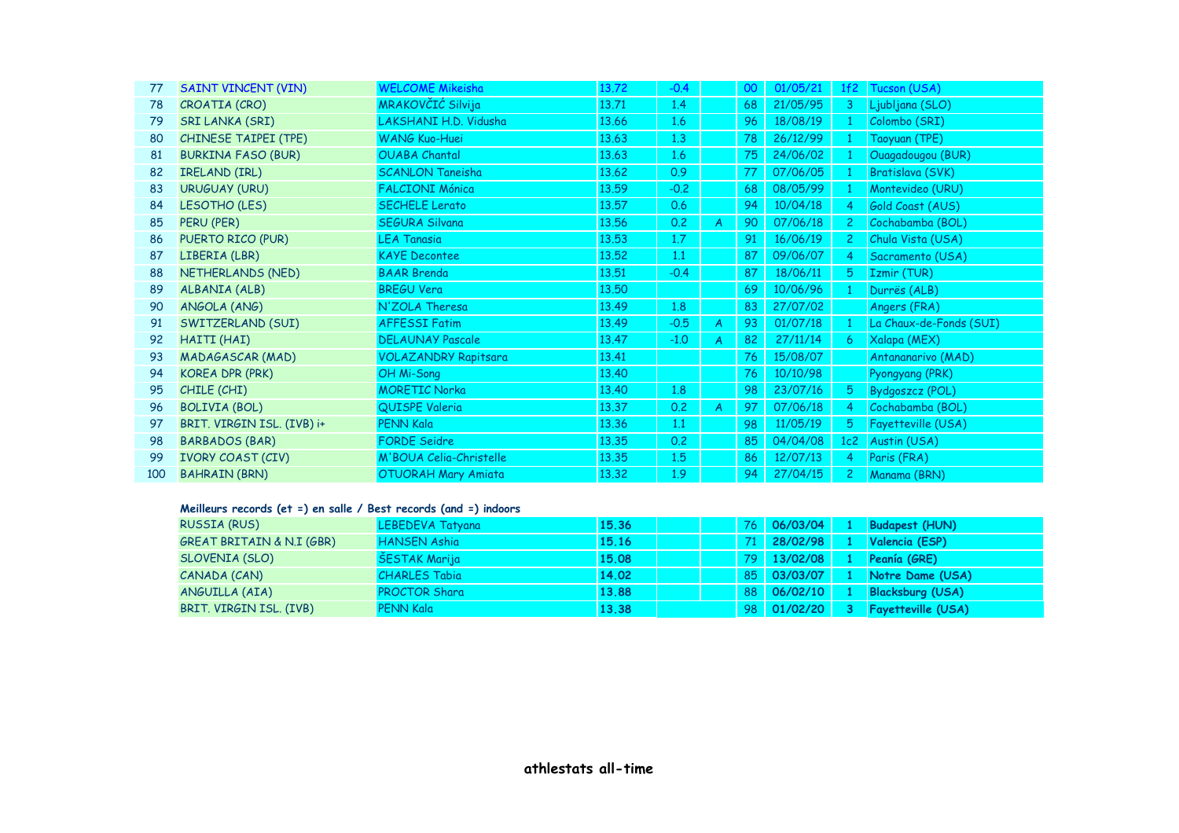| | | | | | | | | | | |
|---|---|---|---|---|---|---|---|---|---|---|
| 77 | SAINT VINCENT (VIN) | WELCOME Mikeisha | 13.72 | -0.4 | | 00 | 01/05/21 | 1f2 | Tucson (USA) |
| 78 | CROATIA (CRO) | MRAKOVČIĆ Silvija | 13.71 | 1.4 | | 68 | 21/05/95 | 3 | Ljubljana (SLO) |
| 79 | SRI LANKA (SRI) | LAKSHANI H.D. Vidusha | 13.66 | 1.6 | | 96 | 18/08/19 | 1 | Colombo (SRI) |
| 80 | CHINESE TAIPEI (TPE) | WANG Kuo-Huei | 13.63 | 1.3 | | 78 | 26/12/99 | 1 | Taoyuan (TPE) |
| 81 | BURKINA FASO (BUR) | OUABA Chantal | 13.63 | 1.6 | | 75 | 24/06/02 | 1 | Ouagadougou (BUR) |
| 82 | IRELAND (IRL) | SCANLON Taneisha | 13.62 | 0.9 | | 77 | 07/06/05 | 1 | Bratislava (SVK) |
| 83 | URUGUAY (URU) | FALCIONI Mónica | 13.59 | -0.2 | | 68 | 08/05/99 | 1 | Montevideo (URU) |
| 84 | LESOTHO (LES) | SECHELE Lerato | 13.57 | 0.6 | | 94 | 10/04/18 | 4 | Gold Coast (AUS) |
| 85 | PERU (PER) | SEGURA Silvana | 13.56 | 0.2 | A | 90 | 07/06/18 | 2 | Cochabamba (BOL) |
| 86 | PUERTO RICO (PUR) | LEA Tanasia | 13.53 | 1.7 | | 91 | 16/06/19 | 2 | Chula Vista (USA) |
| 87 | LIBERIA (LBR) | KAYE Decontee | 13.52 | 1.1 | | 87 | 09/06/07 | 4 | Sacramento (USA) |
| 88 | NETHERLANDS (NED) | BAAR Brenda | 13.51 | -0.4 | | 87 | 18/06/11 | 5 | Izmir (TUR) |
| 89 | ALBANIA (ALB) | BREGU Vera | 13.50 | | | 69 | 10/06/96 | 1 | Durrës (ALB) |
| 90 | ANGOLA (ANG) | N'ZOLA Theresa | 13.49 | 1.8 | | 83 | 27/07/02 | | Angers (FRA) |
| 91 | SWITZERLAND (SUI) | AFFESSI Fatim | 13.49 | -0.5 | A | 93 | 01/07/18 | 1 | La Chaux-de-Fonds (SUI) |
| 92 | HAITI (HAI) | DELAUNAY Pascale | 13.47 | -1.0 | A | 82 | 27/11/14 | 6 | Xalapa (MEX) |
| 93 | MADAGASCAR (MAD) | VOLAZANDRY Rapitsara | 13.41 | | | 76 | 15/08/07 | | Antananarivo (MAD) |
| 94 | KOREA DPR (PRK) | OH Mi-Song | 13.40 | | | 76 | 10/10/98 | | Pyongyang (PRK) |
| 95 | CHILE (CHI) | MORETIC Norka | 13.40 | 1.8 | | 98 | 23/07/16 | 5 | Bydgoszcz (POL) |
| 96 | BOLIVIA (BOL) | QUISPE Valeria | 13.37 | 0.2 | A | 97 | 07/06/18 | 4 | Cochabamba (BOL) |
| 97 | BRIT. VIRGIN ISL. (IVB) i+ | PENN Kala | 13.36 | 1.1 | | 98 | 11/05/19 | 5 | Fayetteville (USA) |
| 98 | BARBADOS (BAR) | FORDE Seidre | 13.35 | 0.2 | | 85 | 04/04/08 | 1c2 | Austin (USA) |
| 99 | IVORY COAST (CIV) | M'BOUA Celia-Christelle | 13.35 | 1.5 | | 86 | 12/07/13 | 4 | Paris (FRA) |
| 100 | BAHRAIN (BRN) | OTUORAH Mary Amiata | 13.32 | 1.9 | | 94 | 27/04/15 | 2 | Manama (BRN) |

**Meilleurs records (et =) en salle / Best records (and =) indoors**

| | | | | | | | | |
|---|---|---|---|---|---|---|---|---|
| RUSSIA (RUS) | LEBEDEVA Tatyana | **15.36** | | | 76 | **06/03/04** | **1** | **Budapest (HUN)** |
| GREAT BRITAIN & N.I (GBR) | HANSEN Ashia | **15.16** | | | 71 | **28/02/98** | **1** | **Valencia (ESP)** |
| SLOVENIA (SLO) | ŠESTAK Marija | **15.08** | | | 79 | **13/02/08** | **1** | **Peanía (GRE)** |
| CANADA (CAN) | CHARLES Tabia | **14.02** | | | 85 | **03/03/07** | **1** | **Notre Dame (USA)** |
| ANGUILLA (AIA) | PROCTOR Shara | **13.88** | | | 88 | **06/02/10** | **1** | **Blacksburg (USA)** |
| BRIT. VIRGIN ISL. (IVB) | PENN Kala | **13.38** | | | 98 | **01/02/20** | **3** | **Fayetteville (USA)** |

**athlestats all-time**